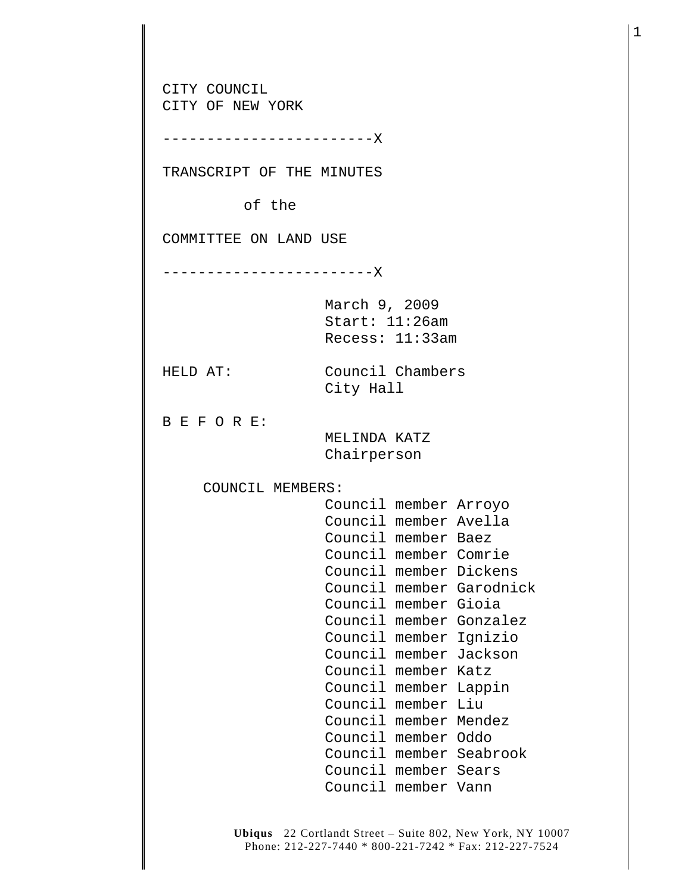CITY COUNCIL
CITY OF NEW YORK

------------------------X

TRANSCRIPT OF THE MINUTES

of the

COMMITTEE ON LAND USE

------------------------X

March 9, 2009
Start: 11:26am
Recess: 11:33am

HELD AT: Council Chambers
City Hall

B E F O R E:
MELINDA KATZ
Chairperson

COUNCIL MEMBERS:
Council member Arroyo
Council member Avella
Council member Baez
Council member Comrie
Council member Dickens
Council member Garodnick
Council member Gioia
Council member Gonzalez
Council member Ignizio
Council member Jackson
Council member Katz
Council member Lappin
Council member Liu
Council member Mendez
Council member Oddo
Council member Seabrook
Council member Sears
Council member Vann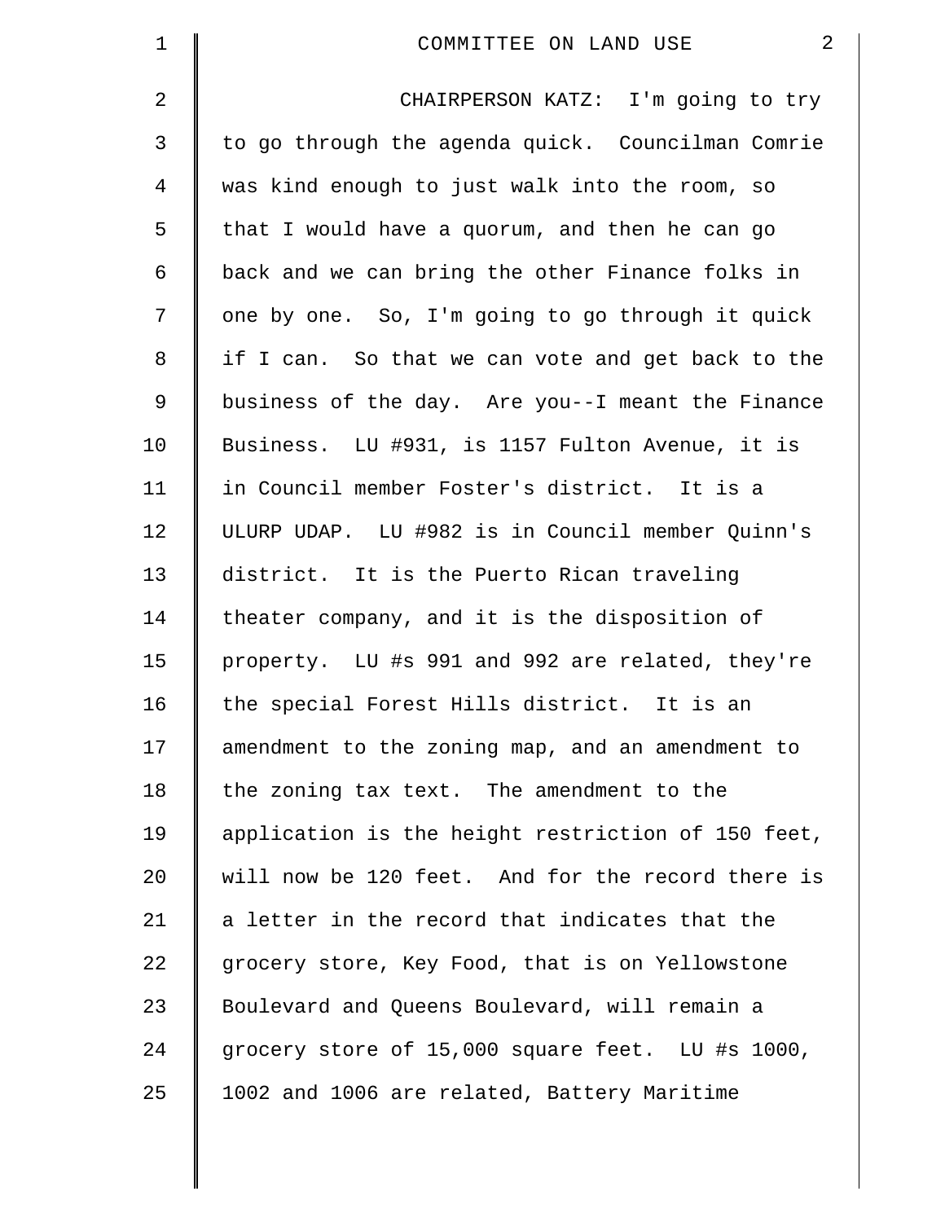CHAIRPERSON KATZ: I'm going to try to go through the agenda quick. Councilman Comrie was kind enough to just walk into the room, so that I would have a quorum, and then he can go back and we can bring the other Finance folks in one by one. So, I'm going to go through it quick if I can. So that we can vote and get back to the business of the day. Are you--I meant the Finance Business. LU #931, is 1157 Fulton Avenue, it is in Council member Foster's district. It is a ULURP UDAP. LU #982 is in Council member Quinn's district. It is the Puerto Rican traveling theater company, and it is the disposition of property. LU #s 991 and 992 are related, they're the special Forest Hills district. It is an amendment to the zoning map, and an amendment to the zoning tax text. The amendment to the application is the height restriction of 150 feet, will now be 120 feet. And for the record there is a letter in the record that indicates that the grocery store, Key Food, that is on Yellowstone Boulevard and Queens Boulevard, will remain a grocery store of 15,000 square feet. LU #s 1000, 1002 and 1006 are related, Battery Maritime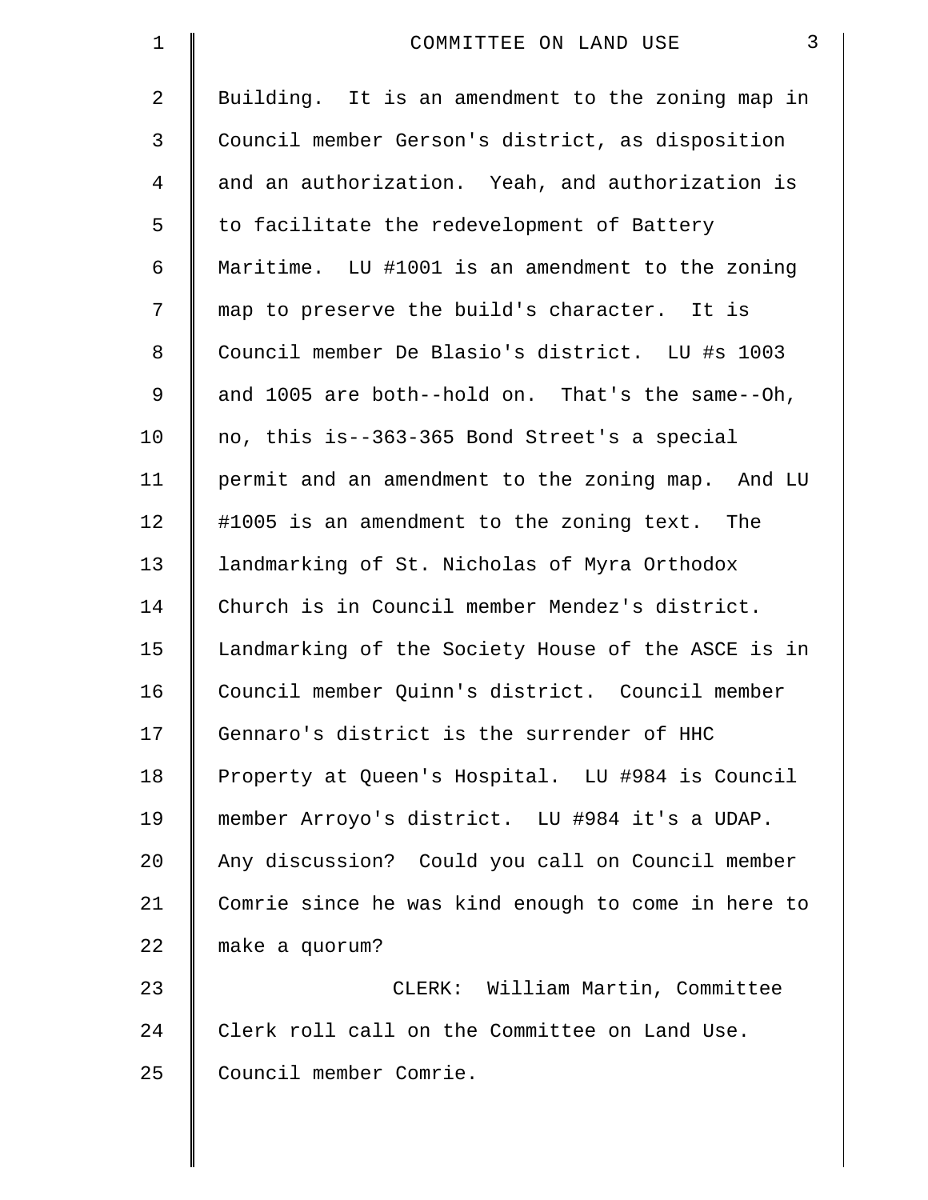Building. It is an amendment to the zoning map in Council member Gerson's district, as disposition and an authorization. Yeah, and authorization is to facilitate the redevelopment of Battery Maritime. LU #1001 is an amendment to the zoning map to preserve the build's character. It is Council member De Blasio's district. LU #s 1003 and 1005 are both--hold on. That's the same--Oh, no, this is--363-365 Bond Street's a special permit and an amendment to the zoning map. And LU #1005 is an amendment to the zoning text. The landmarking of St. Nicholas of Myra Orthodox Church is in Council member Mendez's district. Landmarking of the Society House of the ASCE is in Council member Quinn's district. Council member Gennaro's district is the surrender of HHC Property at Queen's Hospital. LU #984 is Council member Arroyo's district. LU #984 it's a UDAP. Any discussion? Could you call on Council member Comrie since he was kind enough to come in here to make a quorum?

CLERK: William Martin, Committee Clerk roll call on the Committee on Land Use. Council member Comrie.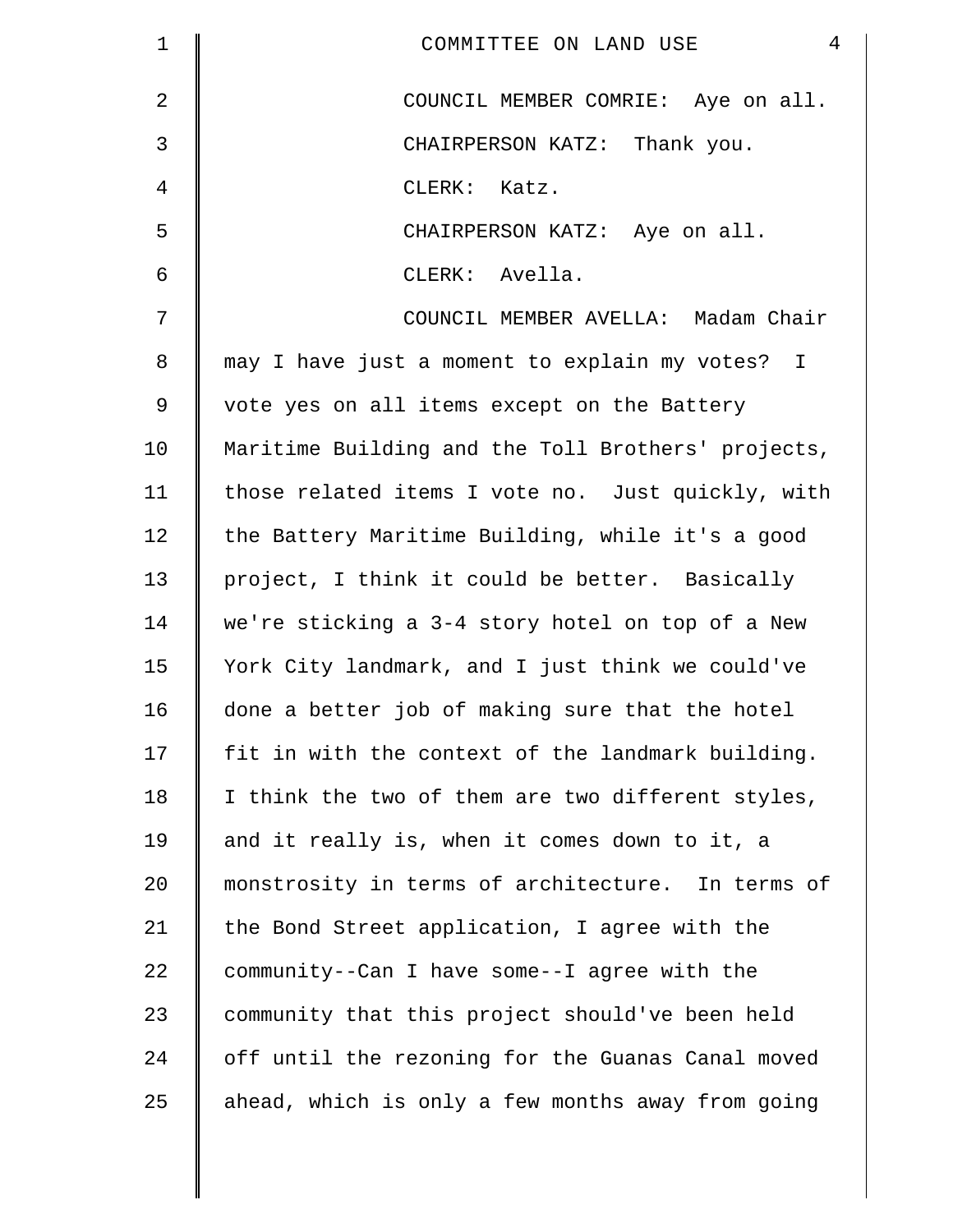COUNCIL MEMBER COMRIE: Aye on all.

CHAIRPERSON KATZ: Thank you.

CLERK: Katz.

CHAIRPERSON KATZ: Aye on all.

CLERK: Avella.

COUNCIL MEMBER AVELLA: Madam Chair may I have just a moment to explain my votes? I vote yes on all items except on the Battery Maritime Building and the Toll Brothers' projects, those related items I vote no. Just quickly, with the Battery Maritime Building, while it's a good project, I think it could be better. Basically we're sticking a 3-4 story hotel on top of a New York City landmark, and I just think we could've done a better job of making sure that the hotel fit in with the context of the landmark building. I think the two of them are two different styles, and it really is, when it comes down to it, a monstrosity in terms of architecture. In terms of the Bond Street application, I agree with the community--Can I have some--I agree with the community that this project should've been held off until the rezoning for the Guanas Canal moved ahead, which is only a few months away from going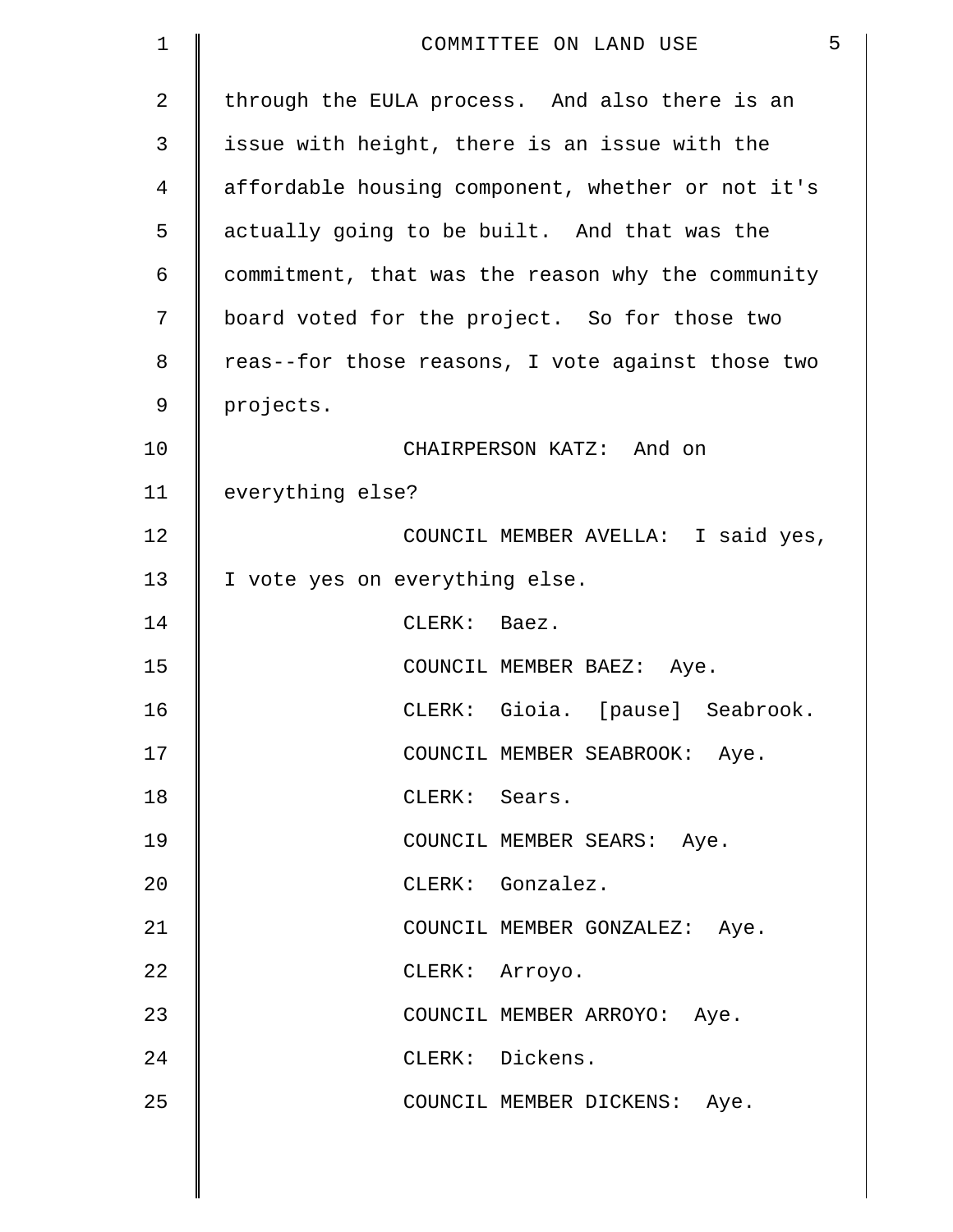through the EULA process. And also there is an issue with height, there is an issue with the affordable housing component, whether or not it's actually going to be built. And that was the commitment, that was the reason why the community board voted for the project. So for those two reas--for those reasons, I vote against those two projects.

CHAIRPERSON KATZ: And on everything else?

COUNCIL MEMBER AVELLA: I said yes, I vote yes on everything else.

CLERK: Baez.

COUNCIL MEMBER BAEZ: Aye.

CLERK: Gioia. [pause] Seabrook.

COUNCIL MEMBER SEABROOK: Aye.

CLERK: Sears.

COUNCIL MEMBER SEARS: Aye.

CLERK: Gonzalez.

COUNCIL MEMBER GONZALEZ: Aye.

CLERK: Arroyo.

COUNCIL MEMBER ARROYO: Aye.

CLERK: Dickens.

COUNCIL MEMBER DICKENS: Aye.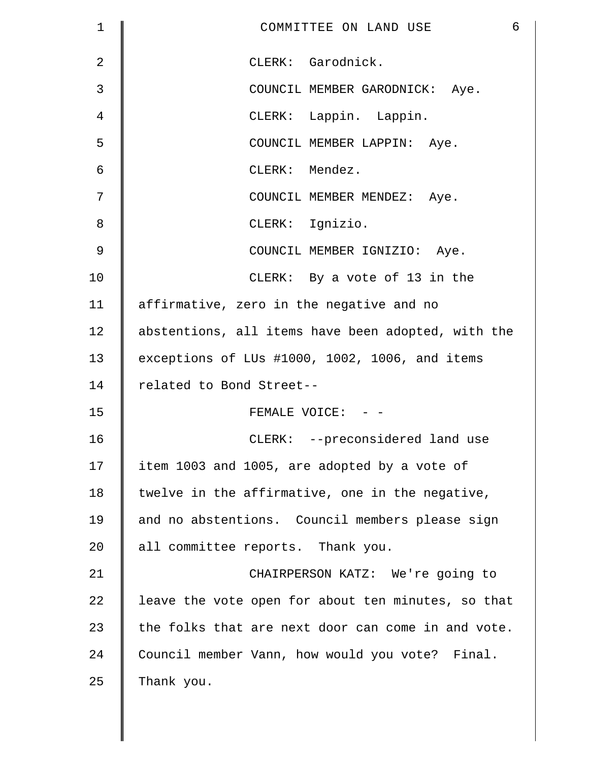CLERK: Garodnick.

COUNCIL MEMBER GARODNICK: Aye.

CLERK: Lappin. Lappin.

COUNCIL MEMBER LAPPIN: Aye.

CLERK: Mendez.

COUNCIL MEMBER MENDEZ: Aye.

CLERK: Ignizio.

COUNCIL MEMBER IGNIZIO: Aye.

CLERK: By a vote of 13 in the affirmative, zero in the negative and no abstentions, all items have been adopted, with the exceptions of LUs #1000, 1002, 1006, and items related to Bond Street--

FEMALE VOICE: - -

CLERK: --preconsidered land use item 1003 and 1005, are adopted by a vote of twelve in the affirmative, one in the negative, and no abstentions. Council members please sign all committee reports. Thank you.

CHAIRPERSON KATZ: We're going to leave the vote open for about ten minutes, so that the folks that are next door can come in and vote. Council member Vann, how would you vote? Final. Thank you.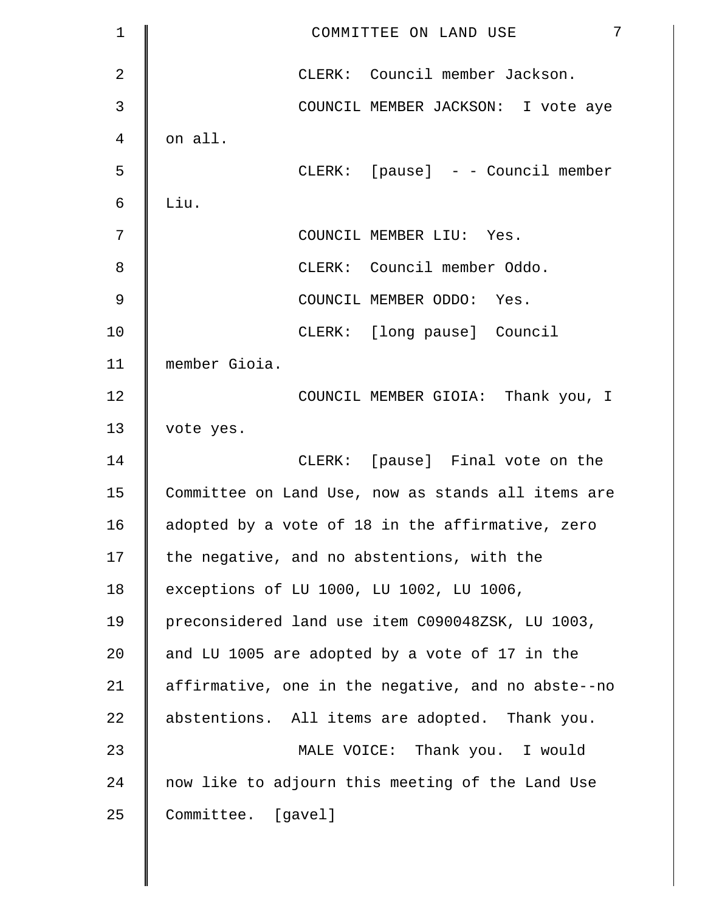CLERK: Council member Jackson.

COUNCIL MEMBER JACKSON: I vote aye on all.

CLERK: [pause] - - Council member Liu.

COUNCIL MEMBER LIU: Yes.

CLERK: Council member Oddo.

COUNCIL MEMBER ODDO: Yes.

CLERK: [long pause] Council member Gioia.

COUNCIL MEMBER GIOIA: Thank you, I vote yes.

CLERK: [pause] Final vote on the Committee on Land Use, now as stands all items are adopted by a vote of 18 in the affirmative, zero the negative, and no abstentions, with the exceptions of LU 1000, LU 1002, LU 1006, preconsidered land use item C090048ZSK, LU 1003, and LU 1005 are adopted by a vote of 17 in the affirmative, one in the negative, and no abste--no abstentions. All items are adopted. Thank you.

MALE VOICE: Thank you. I would now like to adjourn this meeting of the Land Use Committee. [gavel]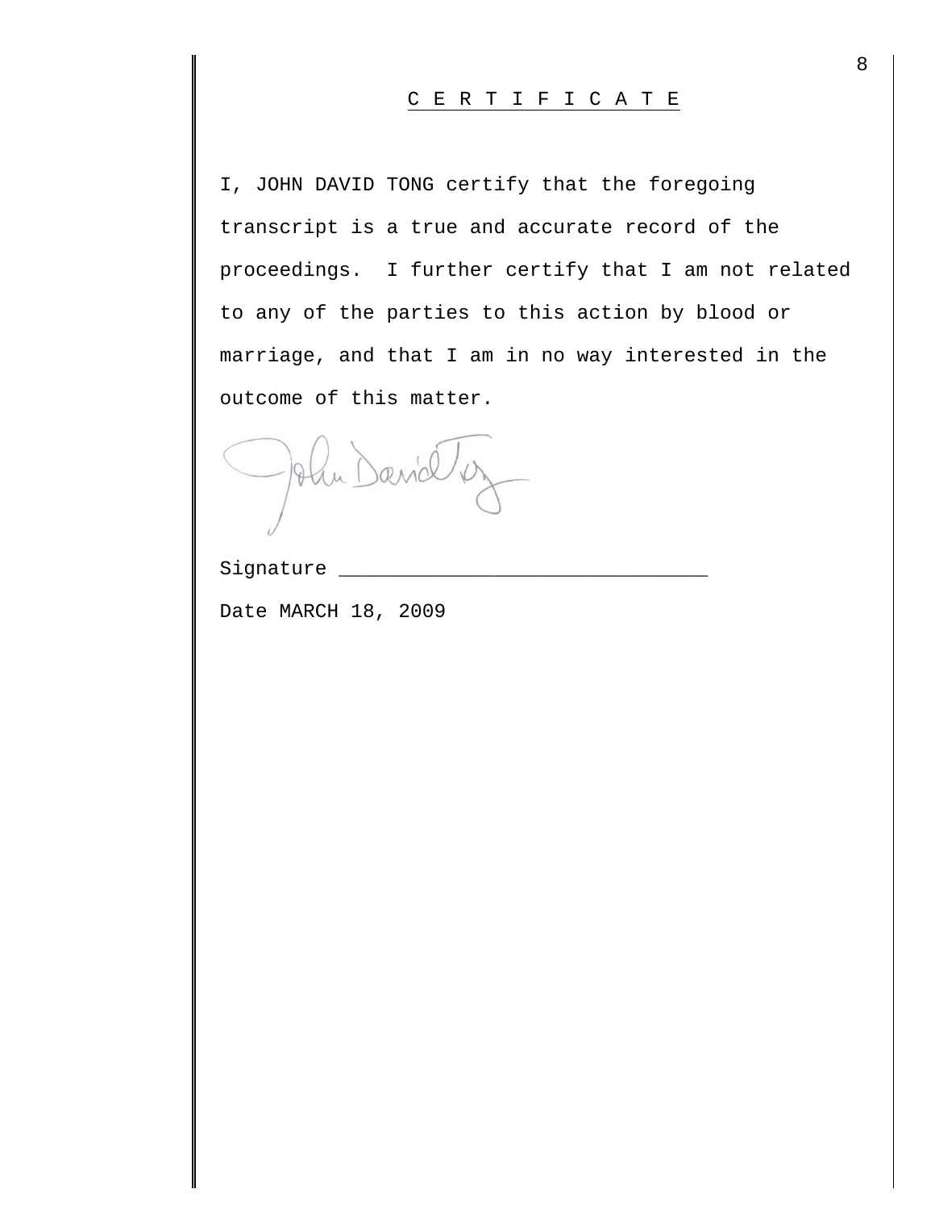# C E R T I F I C A T E

I, JOHN DAVID TONG certify that the foregoing transcript is a true and accurate record of the proceedings. I further certify that I am not related to any of the parties to this action by blood or marriage, and that I am in no way interested in the outcome of this matter.

Signature ________________________________

Date MARCH 18, 2009